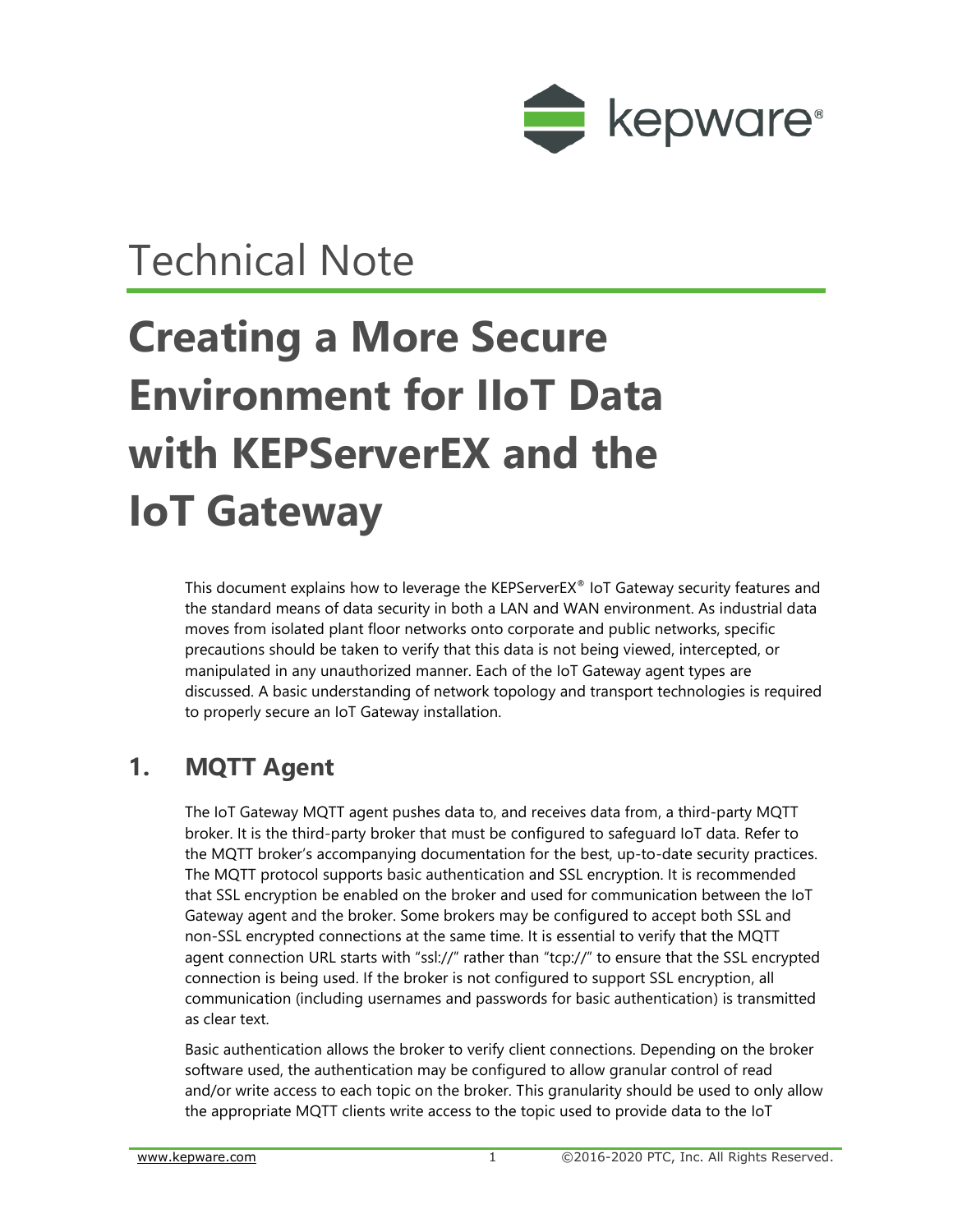Technical Note

# Creating a More Secure Environment for IIoT Data with KEPServerEX and the IoT Gateway

This document explains how to leverage the KEPServerEX® IoT Gateway security features and the standard means of data security in both a LAN and WAN environment. As industrial data moves from isolated plant floor networks onto corporate and public networks, specific precautions should be taken to verify that this data is not being viewed, intercepted, or manipulated in any unauthorized manner. Each of the IoT Gateway agent types are discussed. A basic understanding of network topology and transport technologies is required to properly secure an IoT Gateway installation.

## 1. MQTT Agent

The IoT Gateway MQTT agent pushes data to, and receives data from, a third-party MQTT broker. It is the third-party broker that must be configured to safeguard IoT data. Refer to the MQTT broker's accompanying documentation for the best, up-to-date security practices. The MQTT protocol supports basic authentication and SSL encryption. It is recommended that SSL encryption be enabled on the broker and used for communication between the IoT Gateway agent and the broker. Some brokers may be configured to accept both SSL and non-SSL encrypted connections at the same time. It is essential to verify that the MQTT agent connection URL starts with "ssl://" rather than "tcp://" to ensure that the SSL encrypted connection is being used. If the broker is not configured to support SSL encryption, all communication (including usernames and passwords for basic authentication) is transmitted as clear text.

Basic authentication allows the broker to verify client connections. Depending on the broker software used, the authentication may be configured to allow granular control of read and/or write access to each topic on the broker. This granularity should be used to only allow the appropriate MQTT clients write access to the topic used to provide data to the IoT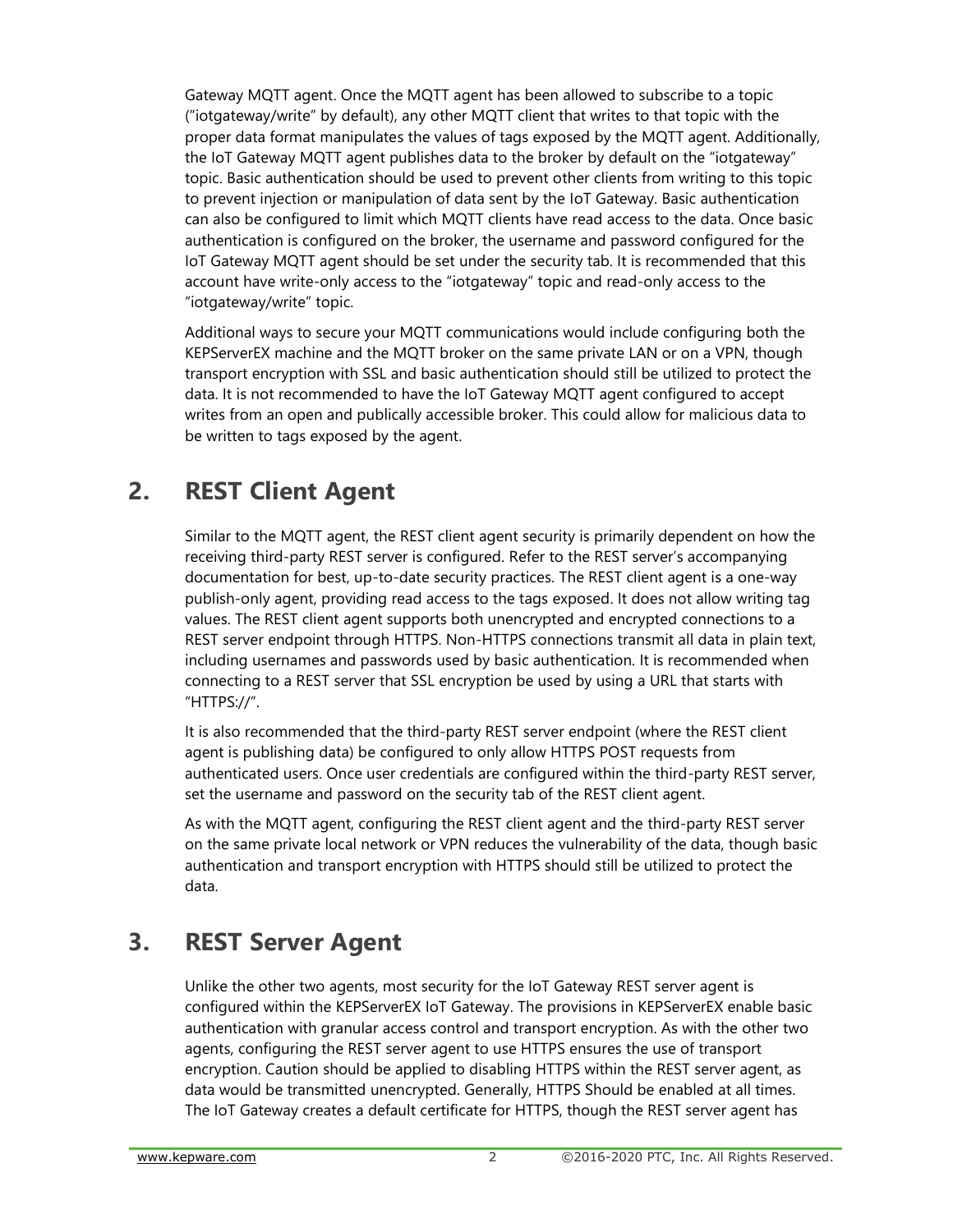Gateway MQTT agent. Once the MQTT agent has been allowed to subscribe to a topic ("iotgateway/write" by default), any other MQTT client that writes to that topic with the proper data format manipulates the values of tags exposed by the MQTT agent. Additionally, the IoT Gateway MQTT agent publishes data to the broker by default on the "iotgateway" topic. Basic authentication should be used to prevent other clients from writing to this topic to prevent injection or manipulation of data sent by the IoT Gateway. Basic authentication can also be configured to limit which MQTT clients have read access to the data. Once basic authentication is configured on the broker, the username and password configured for the IoT Gateway MQTT agent should be set under the security tab. It is recommended that this account have write-only access to the "iotgateway" topic and read-only access to the "iotgateway/write" topic.

Additional ways to secure your MQTT communications would include configuring both the KEPServerEX machine and the MQTT broker on the same private LAN or on a VPN, though transport encryption with SSL and basic authentication should still be utilized to protect the data. It is not recommended to have the IoT Gateway MQTT agent configured to accept writes from an open and publically accessible broker. This could allow for malicious data to be written to tags exposed by the agent.

## 2. REST Client Agent

Similar to the MQTT agent, the REST client agent security is primarily dependent on how the receiving third-party REST server is configured. Refer to the REST server's accompanying documentation for best, up-to-date security practices. The REST client agent is a one-way publish-only agent, providing read access to the tags exposed. It does not allow writing tag values. The REST client agent supports both unencrypted and encrypted connections to a REST server endpoint through HTTPS. Non-HTTPS connections transmit all data in plain text, including usernames and passwords used by basic authentication. It is recommended when connecting to a REST server that SSL encryption be used by using a URL that starts with "HTTPS://".

It is also recommended that the third-party REST server endpoint (where the REST client agent is publishing data) be configured to only allow HTTPS POST requests from authenticated users. Once user credentials are configured within the third-party REST server, set the username and password on the security tab of the REST client agent.

As with the MQTT agent, configuring the REST client agent and the third-party REST server on the same private local network or VPN reduces the vulnerability of the data, though basic authentication and transport encryption with HTTPS should still be utilized to protect the data.

## 3. REST Server Agent

Unlike the other two agents, most security for the IoT Gateway REST server agent is configured within the KEPServerEX IoT Gateway. The provisions in KEPServerEX enable basic authentication with granular access control and transport encryption. As with the other two agents, configuring the REST server agent to use HTTPS ensures the use of transport encryption. Caution should be applied to disabling HTTPS within the REST server agent, as data would be transmitted unencrypted. Generally, HTTPS Should be enabled at all times. The IoT Gateway creates a default certificate for HTTPS, though the REST server agent has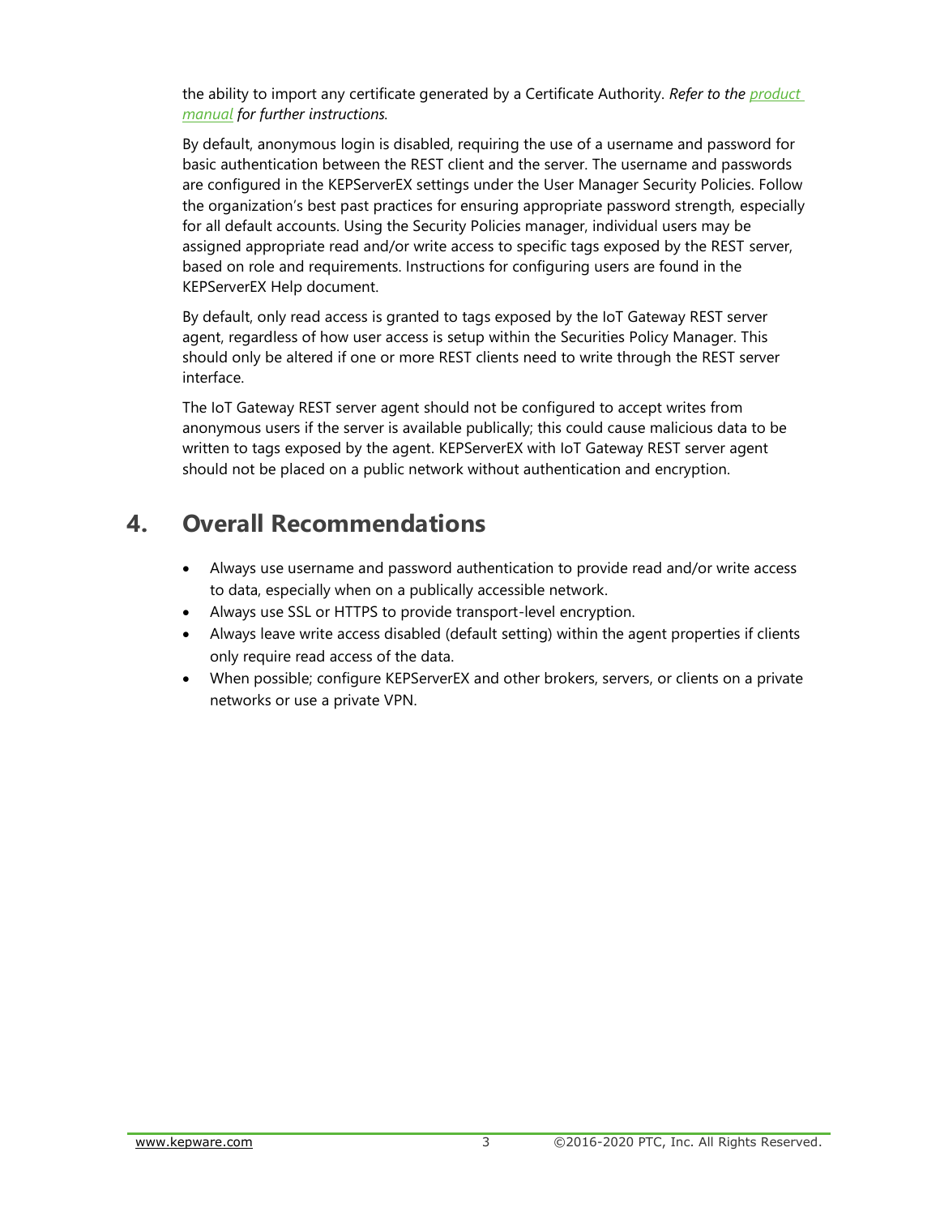the ability to import any certificate generated by a Certificate Authority. *Refer to the [product manual] for further instructions.*

By default, anonymous login is disabled, requiring the use of a username and password for basic authentication between the REST client and the server. The username and passwords are configured in the KEPServerEX settings under the User Manager Security Policies. Follow the organization's best past practices for ensuring appropriate password strength, especially for all default accounts. Using the Security Policies manager, individual users may be assigned appropriate read and/or write access to specific tags exposed by the REST server, based on role and requirements. Instructions for configuring users are found in the KEPServerEX Help document.

By default, only read access is granted to tags exposed by the IoT Gateway REST server agent, regardless of how user access is setup within the Securities Policy Manager. This should only be altered if one or more REST clients need to write through the REST server interface.

The IoT Gateway REST server agent should not be configured to accept writes from anonymous users if the server is available publically; this could cause malicious data to be written to tags exposed by the agent. KEPServerEX with IoT Gateway REST server agent should not be placed on a public network without authentication and encryption.

## 4. Overall Recommendations

- Always use username and password authentication to provide read and/or write access to data, especially when on a publically accessible network.
- Always use SSL or HTTPS to provide transport-level encryption.
- Always leave write access disabled (default setting) within the agent properties if clients only require read access of the data.
- When possible; configure KEPServerEX and other brokers, servers, or clients on a private networks or use a private VPN.